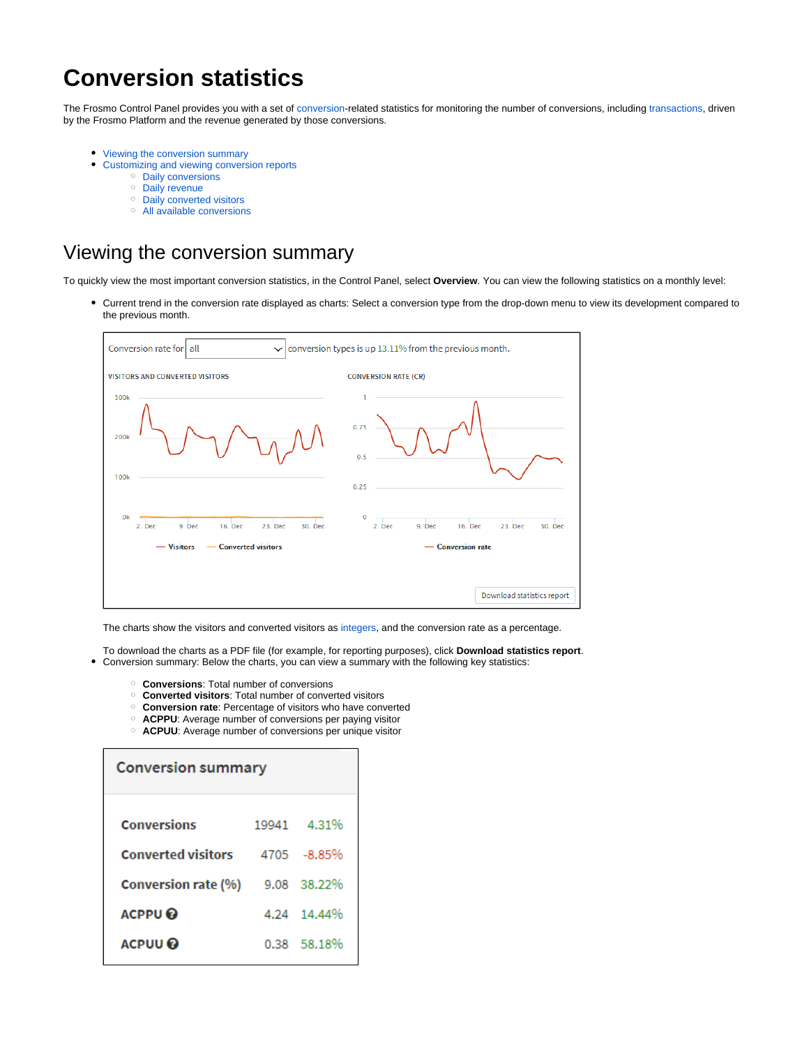# Conversion statistics

The Frosmo Control Panel provides you with a set of conversion-related statistics for monitoring the number of conversions, including transactions, driven by the Frosmo Platform and the revenue generated by those conversions.

- Viewing the conversion summary
- Customizing and viewing conversion reports
  - Daily conversions
  - Daily revenue
  - Daily converted visitors
  - All available conversions

## Viewing the conversion summary

To quickly view the most important conversion statistics, in the Control Panel, select **Overview**. You can view the following statistics on a monthly level:

- Current trend in the conversion rate displayed as charts: Select a conversion type from the drop-down menu to view its development compared to the previous month.

  The charts show the visitors and converted visitors as integers, and the conversion rate as a percentage.

  To download the charts as a PDF file (for example, for reporting purposes), click **Download statistics report**.
- Conversion summary: Below the charts, you can view a summary with the following key statistics:
  - **Conversions**: Total number of conversions
  - **Converted visitors**: Total number of converted visitors
  - **Conversion rate**: Percentage of visitors who have converted
  - **ACPPU**: Average number of conversions per paying visitor
  - **ACPUU**: Average number of conversions per unique visitor

**Conversion summary**

| | | |
|---|---|---|
| Conversions | 19941 | 4.31% |
| Converted visitors | 4705 | -8.85% |
| Conversion rate (%) | 9.08 | 38.22% |
| ACPPU | 4.24 | 14.44% |
| ACPUU | 0.38 | 58.18% |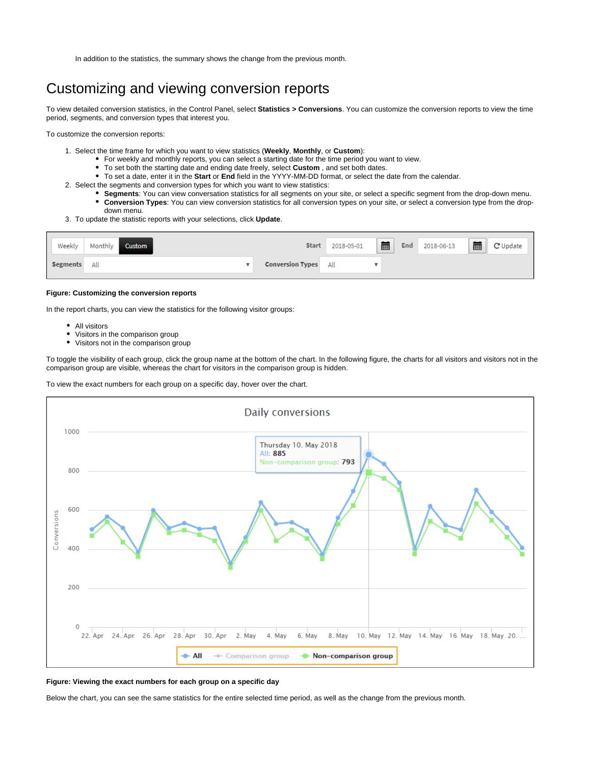In addition to the statistics, the summary shows the change from the previous month.

# Customizing and viewing conversion reports

To view detailed conversion statistics, in the Control Panel, select **Statistics > Conversions**. You can customize the conversion reports to view the time period, segments, and conversion types that interest you.

To customize the conversion reports:

1. Select the time frame for which you want to view statistics (**Weekly**, **Monthly**, or **Custom**):
   - For weekly and monthly reports, you can select a starting date for the time period you want to view.
   - To set both the starting date and ending date freely, select **Custom** , and set both dates.
   - To set a date, enter it in the **Start** or **End** field in the YYYY-MM-DD format, or select the date from the calendar.
2. Select the segments and conversion types for which you want to view statistics:
   - **Segments**: You can view conversation statistics for all segments on your site, or select a specific segment from the drop-down menu.
   - **Conversion Types**: You can view conversion statistics for all conversion types on your site, or select a conversion type from the drop-down menu.
3. To update the statistic reports with your selections, click **Update**.

**Figure: Customizing the conversion reports**

In the report charts, you can view the statistics for the following visitor groups:

- All visitors
- Visitors in the comparison group
- Visitors not in the comparison group

To toggle the visibility of each group, click the group name at the bottom of the chart. In the following figure, the charts for all visitors and visitors not in the comparison group are visible, whereas the chart for visitors in the comparison group is hidden.

To view the exact numbers for each group on a specific day, hover over the chart.

**Figure: Viewing the exact numbers for each group on a specific day**

Below the chart, you can see the same statistics for the entire selected time period, as well as the change from the previous month.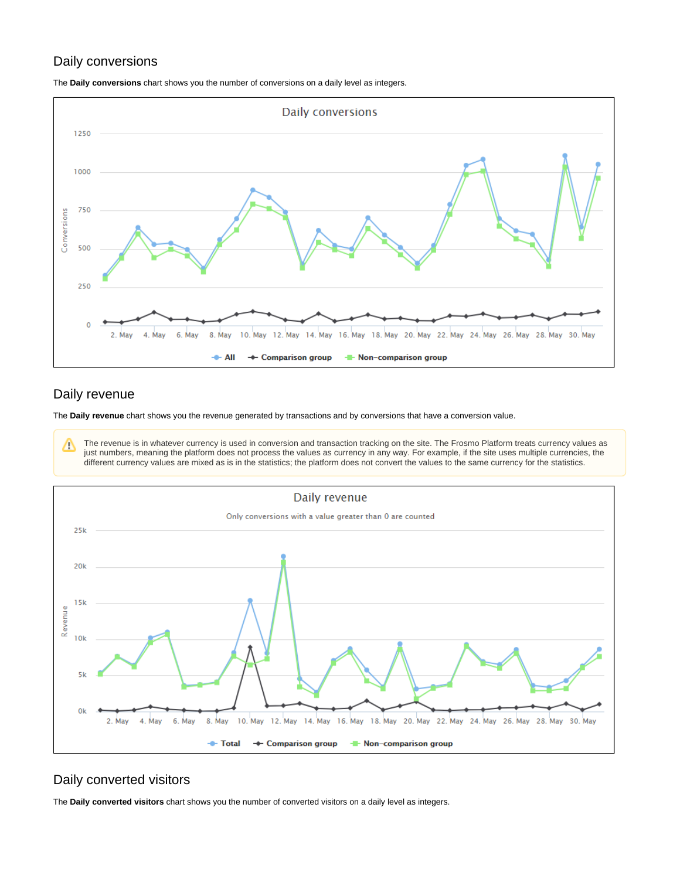## Daily conversions

The **Daily conversions** chart shows you the number of conversions on a daily level as integers.

## Daily revenue

The **Daily revenue** chart shows you the revenue generated by transactions and by conversions that have a conversion value.

> ⚠ The revenue is in whatever currency is used in conversion and transaction tracking on the site. The Frosmo Platform treats currency values as just numbers, meaning the platform does not process the values as currency in any way. For example, if the site uses multiple currencies, the different currency values are mixed as is in the statistics; the platform does not convert the values to the same currency for the statistics.

## Daily converted visitors

The **Daily converted visitors** chart shows you the number of converted visitors on a daily level as integers.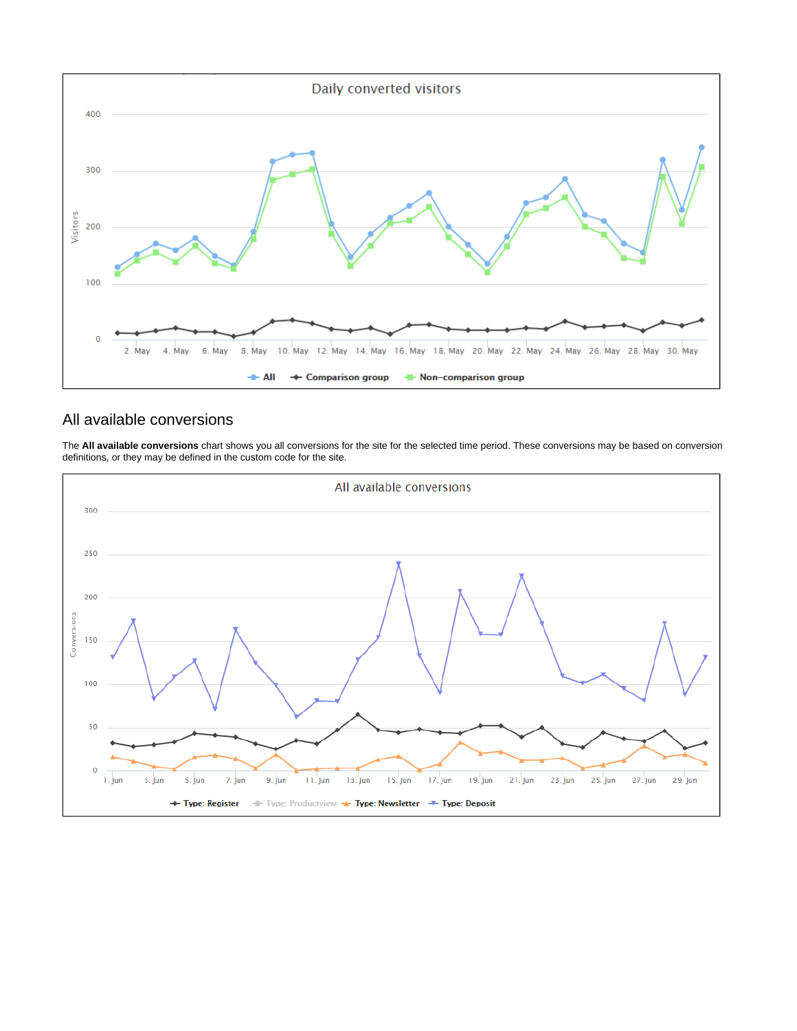Daily converted visitors

400

300

200

100

0

Visitors

2. May 4. May 6. May 8. May 10. May 12. May 14. May 16. May 18. May 20. May 22. May 24. May 26. May 28. May 30. May

All Comparison group Non-comparison group

## All available conversions

The **All available conversions** chart shows you all conversions for the site for the selected time period. These conversions may be based on conversion definitions, or they may be defined in the custom code for the site.

All available conversions

300

250

200

150

100

50

0

Conversions

1. Jun 3. Jun 5. Jun 7. Jun 9. Jun 11. Jun 13. Jun 15. Jun 17. Jun 19. Jun 21. Jun 23. Jun 25. Jun 27. Jun 29. Jun

Type: Register Type: Productview Type: Newsletter Type: Deposit